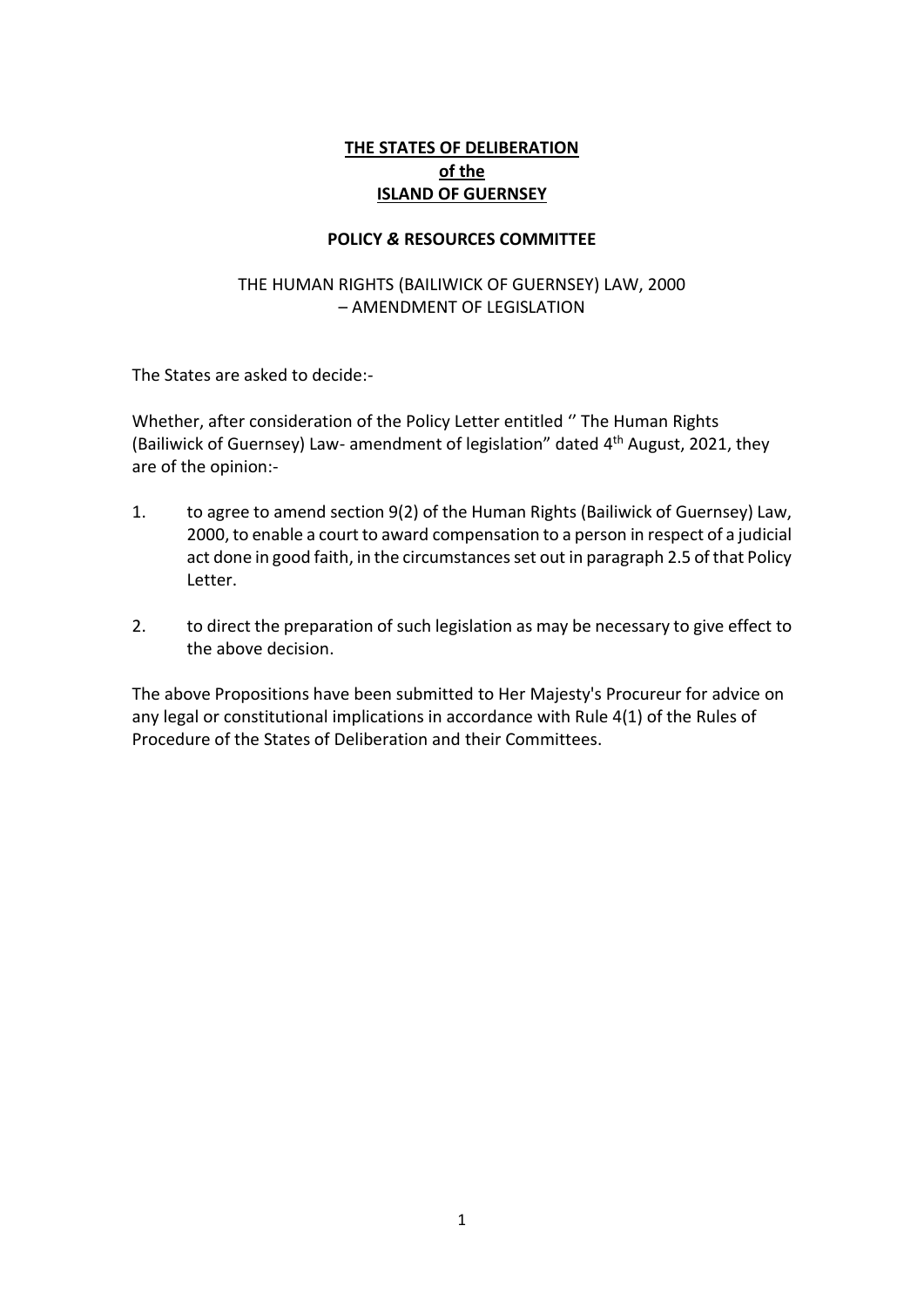**THE STATES OF DELIBERATION**
**of the**
**ISLAND OF GUERNSEY**

**POLICY & RESOURCES COMMITTEE**

THE HUMAN RIGHTS (BAILIWICK OF GUERNSEY) LAW, 2000
– AMENDMENT OF LEGISLATION

The States are asked to decide:-

Whether, after consideration of the Policy Letter entitled '' The Human Rights (Bailiwick of Guernsey) Law- amendment of legislation" dated 4th August, 2021, they are of the opinion:-

1. to agree to amend section 9(2) of the Human Rights (Bailiwick of Guernsey) Law, 2000, to enable a court to award compensation to a person in respect of a judicial act done in good faith, in the circumstances set out in paragraph 2.5 of that Policy Letter.

2. to direct the preparation of such legislation as may be necessary to give effect to the above decision.

The above Propositions have been submitted to Her Majesty's Procureur for advice on any legal or constitutional implications in accordance with Rule 4(1) of the Rules of Procedure of the States of Deliberation and their Committees.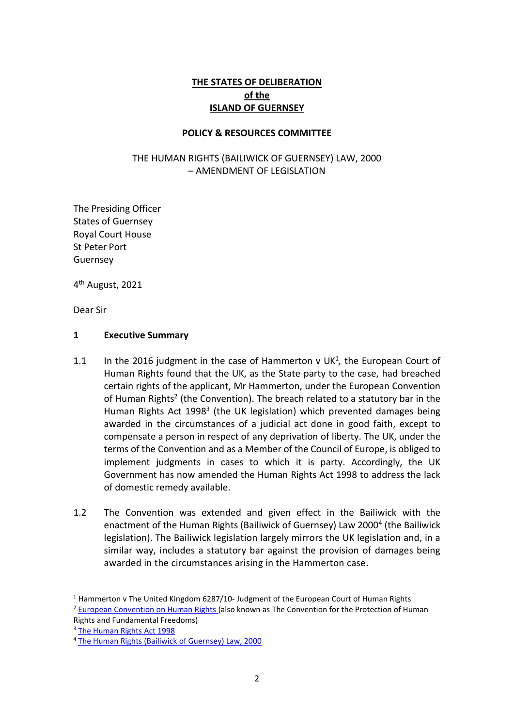**THE STATES OF DELIBERATION**
**of the**
**ISLAND OF GUERNSEY**

**POLICY & RESOURCES COMMITTEE**

THE HUMAN RIGHTS (BAILIWICK OF GUERNSEY) LAW, 2000
– AMENDMENT OF LEGISLATION

The Presiding Officer
States of Guernsey
Royal Court House
St Peter Port
Guernsey

4th August, 2021

Dear Sir

## 1 Executive Summary

1.1 In the 2016 judgment in the case of Hammerton v UK[1], the European Court of Human Rights found that the UK, as the State party to the case, had breached certain rights of the applicant, Mr Hammerton, under the European Convention of Human Rights[2] (the Convention). The breach related to a statutory bar in the Human Rights Act 1998[3] (the UK legislation) which prevented damages being awarded in the circumstances of a judicial act done in good faith, except to compensate a person in respect of any deprivation of liberty. The UK, under the terms of the Convention and as a Member of the Council of Europe, is obliged to implement judgments in cases to which it is party. Accordingly, the UK Government has now amended the Human Rights Act 1998 to address the lack of domestic remedy available.

1.2 The Convention was extended and given effect in the Bailiwick with the enactment of the Human Rights (Bailiwick of Guernsey) Law 2000[4] (the Bailiwick legislation). The Bailiwick legislation largely mirrors the UK legislation and, in a similar way, includes a statutory bar against the provision of damages being awarded in the circumstances arising in the Hammerton case.

[1] Hammerton v The United Kingdom 6287/10- Judgment of the European Court of Human Rights

[2] European Convention on Human Rights (also known as The Convention for the Protection of Human Rights and Fundamental Freedoms)

[3] The Human Rights Act 1998

[4] The Human Rights (Bailiwick of Guernsey) Law, 2000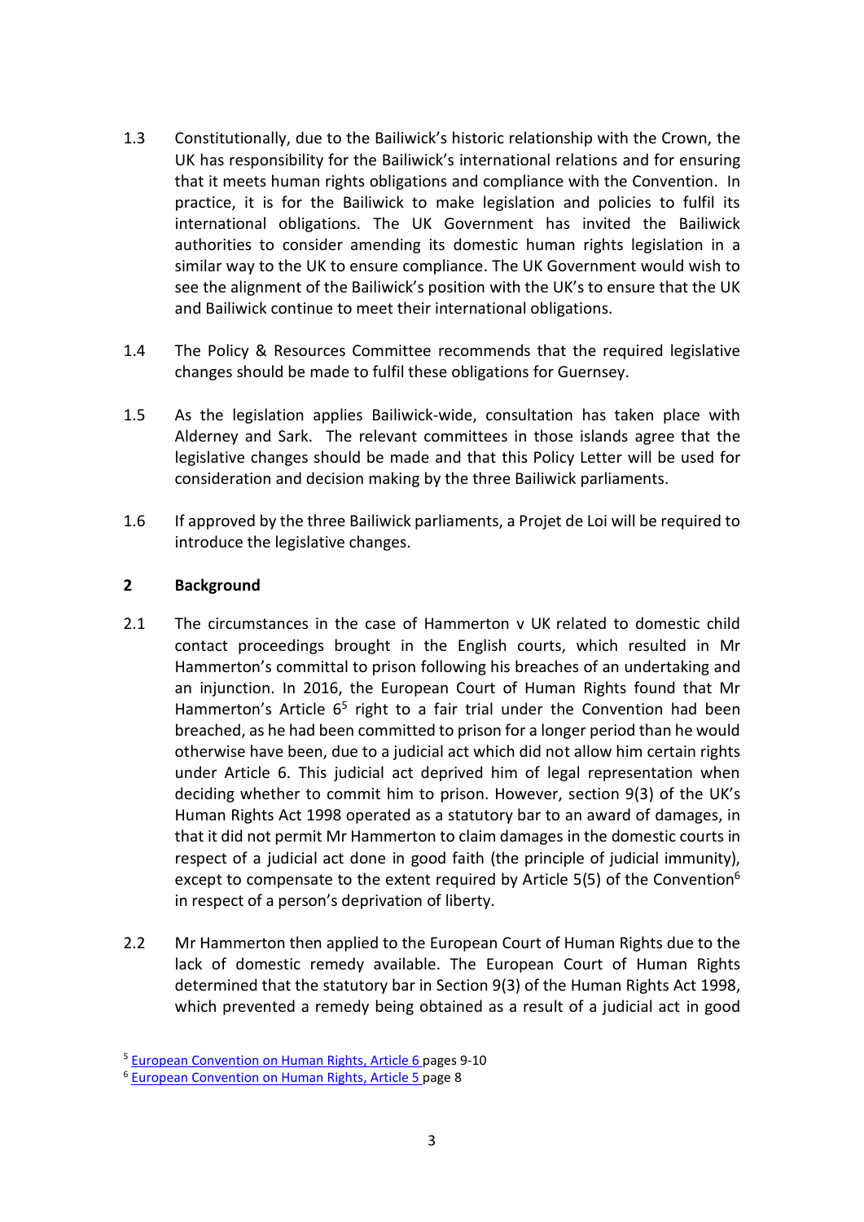1.3 Constitutionally, due to the Bailiwick's historic relationship with the Crown, the UK has responsibility for the Bailiwick's international relations and for ensuring that it meets human rights obligations and compliance with the Convention. In practice, it is for the Bailiwick to make legislation and policies to fulfil its international obligations. The UK Government has invited the Bailiwick authorities to consider amending its domestic human rights legislation in a similar way to the UK to ensure compliance. The UK Government would wish to see the alignment of the Bailiwick's position with the UK's to ensure that the UK and Bailiwick continue to meet their international obligations.

1.4 The Policy & Resources Committee recommends that the required legislative changes should be made to fulfil these obligations for Guernsey.

1.5 As the legislation applies Bailiwick-wide, consultation has taken place with Alderney and Sark. The relevant committees in those islands agree that the legislative changes should be made and that this Policy Letter will be used for consideration and decision making by the three Bailiwick parliaments.

1.6 If approved by the three Bailiwick parliaments, a Projet de Loi will be required to introduce the legislative changes.

## 2 Background

2.1 The circumstances in the case of Hammerton v UK related to domestic child contact proceedings brought in the English courts, which resulted in Mr Hammerton's committal to prison following his breaches of an undertaking and an injunction. In 2016, the European Court of Human Rights found that Mr Hammerton's Article 6[5] right to a fair trial under the Convention had been breached, as he had been committed to prison for a longer period than he would otherwise have been, due to a judicial act which did not allow him certain rights under Article 6. This judicial act deprived him of legal representation when deciding whether to commit him to prison. However, section 9(3) of the UK's Human Rights Act 1998 operated as a statutory bar to an award of damages, in that it did not permit Mr Hammerton to claim damages in the domestic courts in respect of a judicial act done in good faith (the principle of judicial immunity), except to compensate to the extent required by Article 5(5) of the Convention[6] in respect of a person's deprivation of liberty.

2.2 Mr Hammerton then applied to the European Court of Human Rights due to the lack of domestic remedy available. The European Court of Human Rights determined that the statutory bar in Section 9(3) of the Human Rights Act 1998, which prevented a remedy being obtained as a result of a judicial act in good

[5] European Convention on Human Rights, Article 6 pages 9-10

[6] European Convention on Human Rights, Article 5 page 8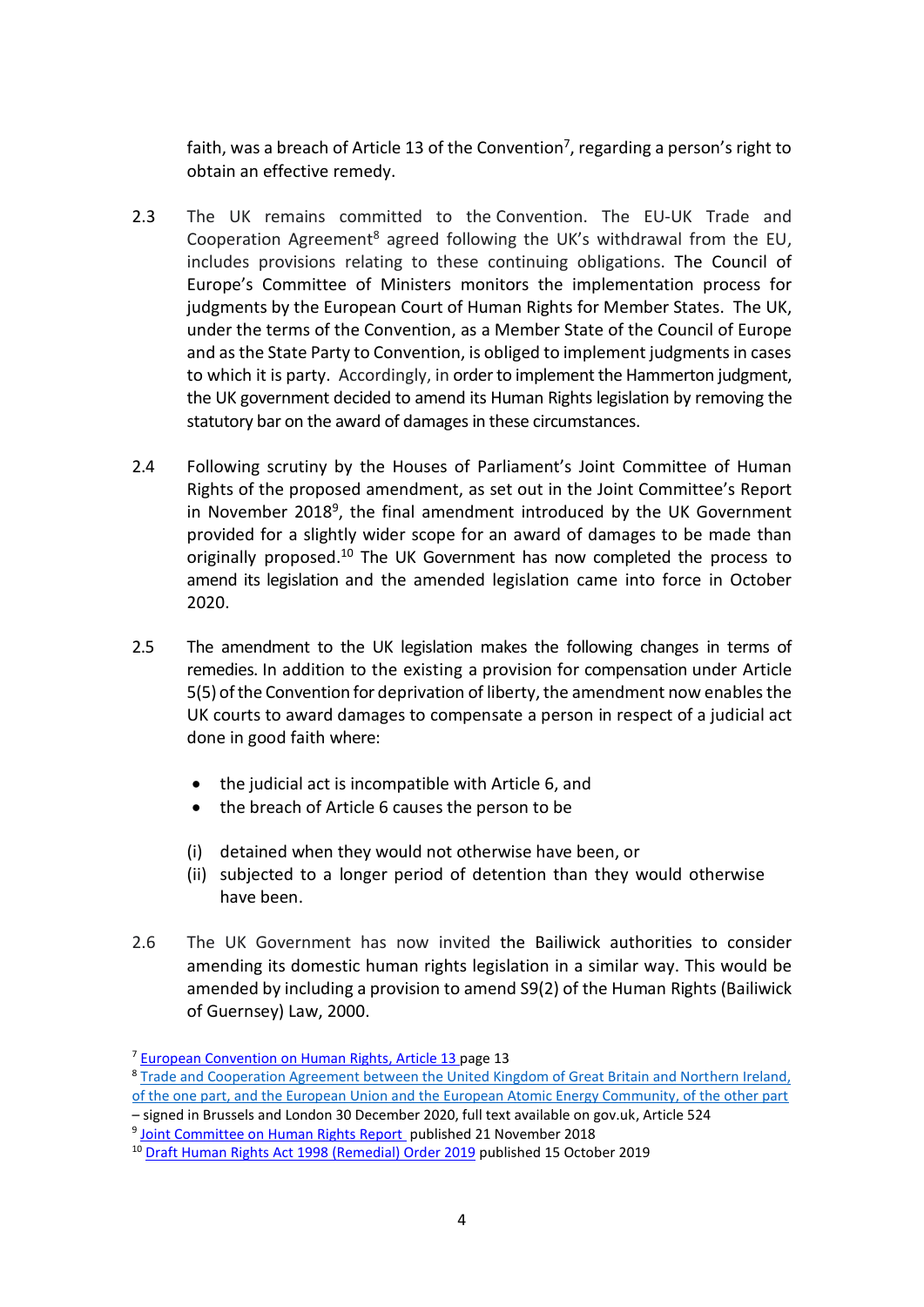faith, was a breach of Article 13 of the Convention[7], regarding a person's right to obtain an effective remedy.

2.3 The UK remains committed to the Convention. The EU-UK Trade and Cooperation Agreement[8] agreed following the UK's withdrawal from the EU, includes provisions relating to these continuing obligations. The Council of Europe's Committee of Ministers monitors the implementation process for judgments by the European Court of Human Rights for Member States. The UK, under the terms of the Convention, as a Member State of the Council of Europe and as the State Party to Convention, is obliged to implement judgments in cases to which it is party. Accordingly, in order to implement the Hammerton judgment, the UK government decided to amend its Human Rights legislation by removing the statutory bar on the award of damages in these circumstances.

2.4 Following scrutiny by the Houses of Parliament's Joint Committee of Human Rights of the proposed amendment, as set out in the Joint Committee's Report in November 2018[9], the final amendment introduced by the UK Government provided for a slightly wider scope for an award of damages to be made than originally proposed.[10] The UK Government has now completed the process to amend its legislation and the amended legislation came into force in October 2020.

2.5 The amendment to the UK legislation makes the following changes in terms of remedies. In addition to the existing a provision for compensation under Article 5(5) of the Convention for deprivation of liberty, the amendment now enables the UK courts to award damages to compensate a person in respect of a judicial act done in good faith where:

- the judicial act is incompatible with Article 6, and
- the breach of Article 6 causes the person to be

(i) detained when they would not otherwise have been, or
(ii) subjected to a longer period of detention than they would otherwise have been.

2.6 The UK Government has now invited the Bailiwick authorities to consider amending its domestic human rights legislation in a similar way. This would be amended by including a provision to amend S9(2) of the Human Rights (Bailiwick of Guernsey) Law, 2000.

[7] European Convention on Human Rights, Article 13 page 13

[8] Trade and Cooperation Agreement between the United Kingdom of Great Britain and Northern Ireland, of the one part, and the European Union and the European Atomic Energy Community, of the other part – signed in Brussels and London 30 December 2020, full text available on gov.uk, Article 524

[9] Joint Committee on Human Rights Report published 21 November 2018

[10] Draft Human Rights Act 1998 (Remedial) Order 2019 published 15 October 2019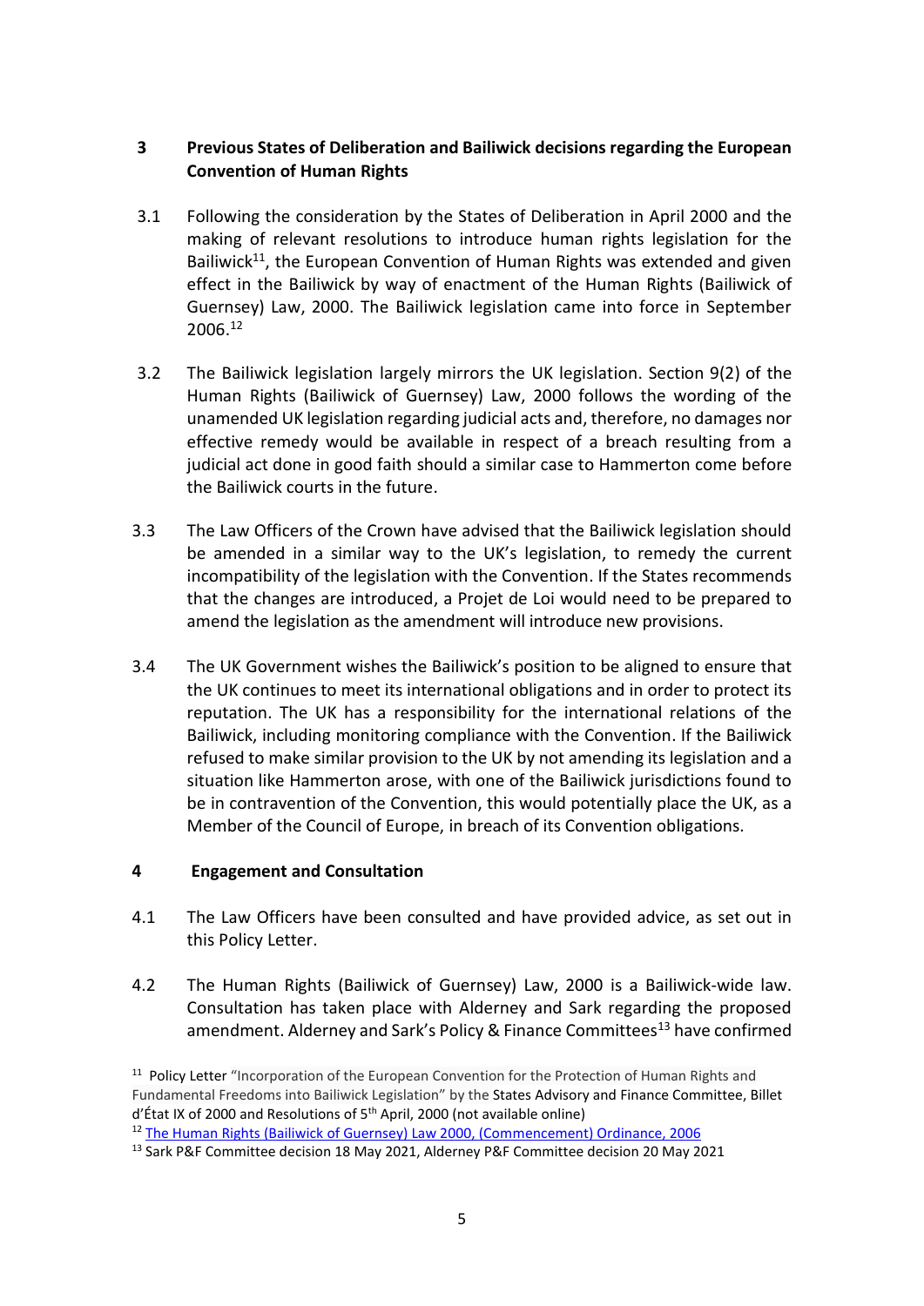## 3 Previous States of Deliberation and Bailiwick decisions regarding the European Convention of Human Rights

3.1 Following the consideration by the States of Deliberation in April 2000 and the making of relevant resolutions to introduce human rights legislation for the Bailiwick[11], the European Convention of Human Rights was extended and given effect in the Bailiwick by way of enactment of the Human Rights (Bailiwick of Guernsey) Law, 2000. The Bailiwick legislation came into force in September 2006.[12]

3.2 The Bailiwick legislation largely mirrors the UK legislation. Section 9(2) of the Human Rights (Bailiwick of Guernsey) Law, 2000 follows the wording of the unamended UK legislation regarding judicial acts and, therefore, no damages nor effective remedy would be available in respect of a breach resulting from a judicial act done in good faith should a similar case to Hammerton come before the Bailiwick courts in the future.

3.3 The Law Officers of the Crown have advised that the Bailiwick legislation should be amended in a similar way to the UK's legislation, to remedy the current incompatibility of the legislation with the Convention. If the States recommends that the changes are introduced, a Projet de Loi would need to be prepared to amend the legislation as the amendment will introduce new provisions.

3.4 The UK Government wishes the Bailiwick's position to be aligned to ensure that the UK continues to meet its international obligations and in order to protect its reputation. The UK has a responsibility for the international relations of the Bailiwick, including monitoring compliance with the Convention. If the Bailiwick refused to make similar provision to the UK by not amending its legislation and a situation like Hammerton arose, with one of the Bailiwick jurisdictions found to be in contravention of the Convention, this would potentially place the UK, as a Member of the Council of Europe, in breach of its Convention obligations.

## 4 Engagement and Consultation

4.1 The Law Officers have been consulted and have provided advice, as set out in this Policy Letter.

4.2 The Human Rights (Bailiwick of Guernsey) Law, 2000 is a Bailiwick-wide law. Consultation has taken place with Alderney and Sark regarding the proposed amendment. Alderney and Sark's Policy & Finance Committees[13] have confirmed

---

[11] Policy Letter "Incorporation of the European Convention for the Protection of Human Rights and Fundamental Freedoms into Bailiwick Legislation" by the States Advisory and Finance Committee, Billet d'État IX of 2000 and Resolutions of 5th April, 2000 (not available online)

[12] The Human Rights (Bailiwick of Guernsey) Law 2000, (Commencement) Ordinance, 2006

[13] Sark P&F Committee decision 18 May 2021, Alderney P&F Committee decision 20 May 2021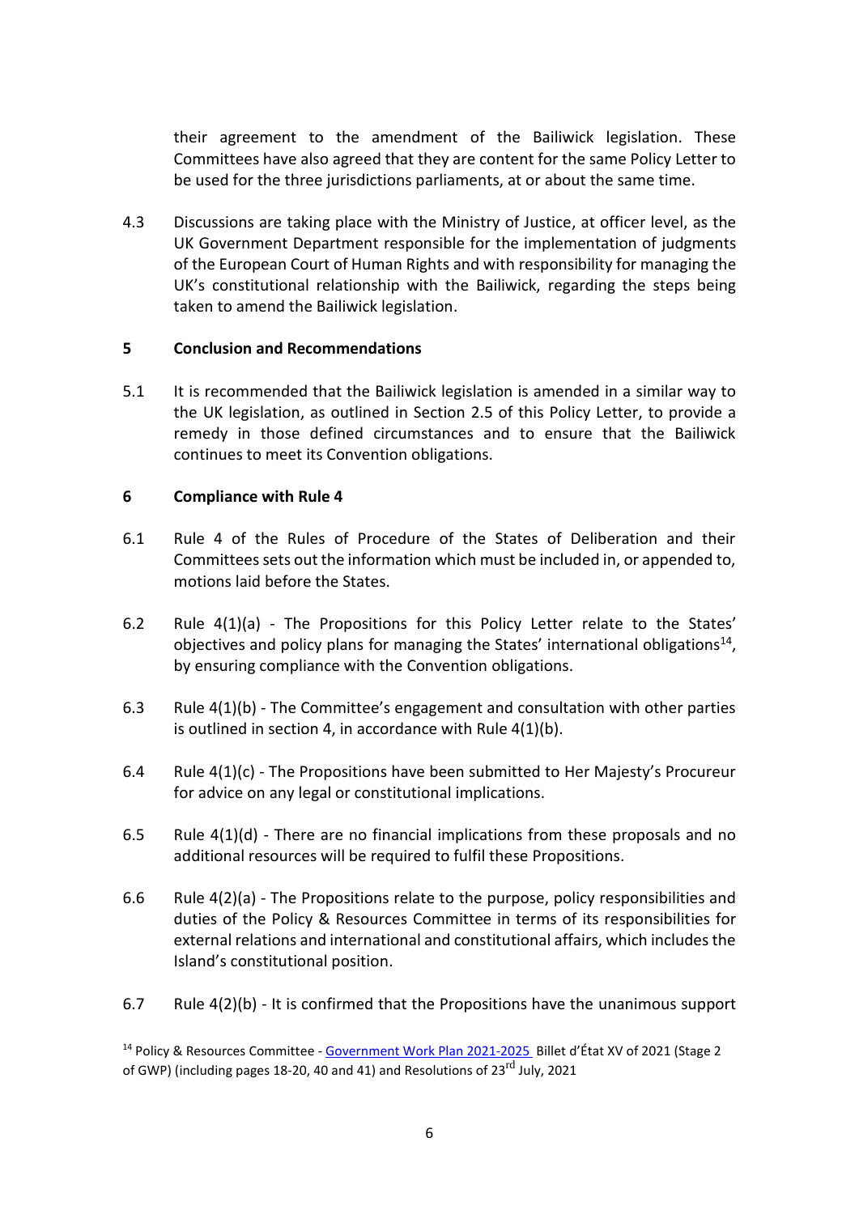their agreement to the amendment of the Bailiwick legislation. These Committees have also agreed that they are content for the same Policy Letter to be used for the three jurisdictions parliaments, at or about the same time.

4.3 Discussions are taking place with the Ministry of Justice, at officer level, as the UK Government Department responsible for the implementation of judgments of the European Court of Human Rights and with responsibility for managing the UK's constitutional relationship with the Bailiwick, regarding the steps being taken to amend the Bailiwick legislation.

## 5 Conclusion and Recommendations

5.1 It is recommended that the Bailiwick legislation is amended in a similar way to the UK legislation, as outlined in Section 2.5 of this Policy Letter, to provide a remedy in those defined circumstances and to ensure that the Bailiwick continues to meet its Convention obligations.

## 6 Compliance with Rule 4

6.1 Rule 4 of the Rules of Procedure of the States of Deliberation and their Committees sets out the information which must be included in, or appended to, motions laid before the States.

6.2 Rule 4(1)(a) - The Propositions for this Policy Letter relate to the States' objectives and policy plans for managing the States' international obligations[14], by ensuring compliance with the Convention obligations.

6.3 Rule 4(1)(b) - The Committee's engagement and consultation with other parties is outlined in section 4, in accordance with Rule 4(1)(b).

6.4 Rule 4(1)(c) - The Propositions have been submitted to Her Majesty's Procureur for advice on any legal or constitutional implications.

6.5 Rule 4(1)(d) - There are no financial implications from these proposals and no additional resources will be required to fulfil these Propositions.

6.6 Rule 4(2)(a) - The Propositions relate to the purpose, policy responsibilities and duties of the Policy & Resources Committee in terms of its responsibilities for external relations and international and constitutional affairs, which includes the Island's constitutional position.

6.7 Rule 4(2)(b) - It is confirmed that the Propositions have the unanimous support

---

[14] Policy & Resources Committee - Government Work Plan 2021-2025 Billet d'État XV of 2021 (Stage 2 of GWP) (including pages 18-20, 40 and 41) and Resolutions of 23rd July, 2021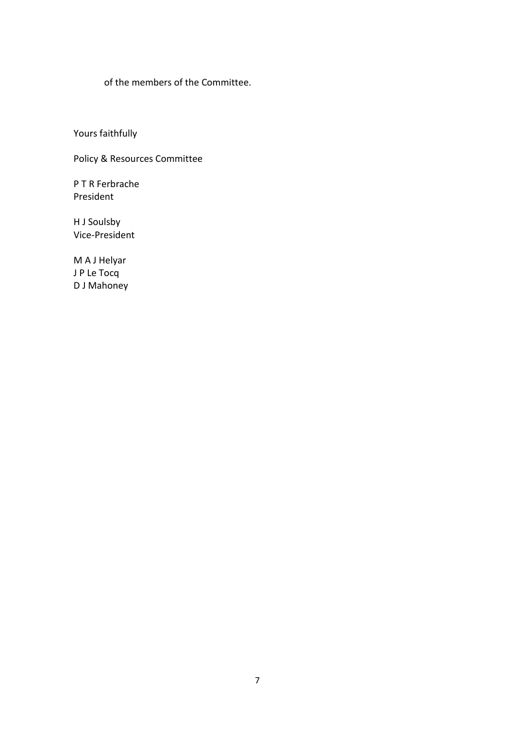of the members of the Committee.

Yours faithfully

Policy & Resources Committee

P T R Ferbrache
President

H J Soulsby
Vice-President

M A J Helyar
J P Le Tocq
D J Mahoney